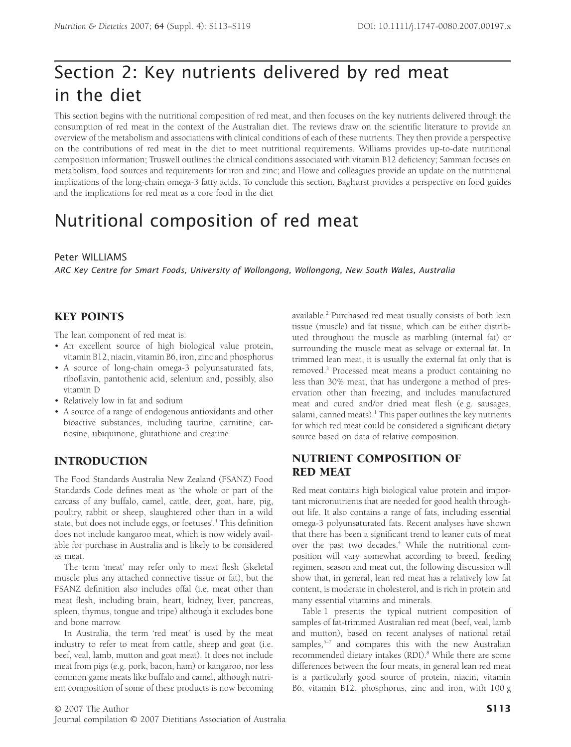# Section 2: Key nutrients delivered by red meat in the diet

This section begins with the nutritional composition of red meat, and then focuses on the key nutrients delivered through the consumption of red meat in the context of the Australian diet. The reviews draw on the scientific literature to provide an overview of the metabolism and associations with clinical conditions of each of these nutrients. They then provide a perspective on the contributions of red meat in the diet to meet nutritional requirements. Williams provides up-to-date nutritional composition information; Truswell outlines the clinical conditions associated with vitamin B12 deficiency; Samman focuses on metabolism, food sources and requirements for iron and zinc; and Howe and colleagues provide an update on the nutritional implications of the long-chain omega-3 fatty acids. To conclude this section, Baghurst provides a perspective on food guides and the implications for red meat as a core food in the diet

# Nutritional composition of red meat

Peter WILLIAMS

*ARC Key Centre for Smart Foods, University of Wollongong, Wollongong, New South Wales, Australia*

## KEY POINTS

The lean component of red meat is:

- An excellent source of high biological value protein, vitamin B12, niacin, vitamin B6, iron, zinc and phosphorus
- A source of long-chain omega-3 polyunsaturated fats, riboflavin, pantothenic acid, selenium and, possibly, also vitamin D
- Relatively low in fat and sodium
- A source of a range of endogenous antioxidants and other bioactive substances, including taurine, carnitine, carnosine, ubiquinone, glutathione and creatine

## INTRODUCTION

The Food Standards Australia New Zealand (FSANZ) Food Standards Code defines meat as 'the whole or part of the carcass of any buffalo, camel, cattle, deer, goat, hare, pig, poultry, rabbit or sheep, slaughtered other than in a wild state, but does not include eggs, or foetuses'.[1] This definition does not include kangaroo meat, which is now widely available for purchase in Australia and is likely to be considered as meat.

The term 'meat' may refer only to meat flesh (skeletal muscle plus any attached connective tissue or fat), but the FSANZ definition also includes offal (i.e. meat other than meat flesh, including brain, heart, kidney, liver, pancreas, spleen, thymus, tongue and tripe) although it excludes bone and bone marrow.

In Australia, the term 'red meat' is used by the meat industry to refer to meat from cattle, sheep and goat (i.e. beef, veal, lamb, mutton and goat meat). It does not include meat from pigs (e.g. pork, bacon, ham) or kangaroo, nor less common game meats like buffalo and camel, although nutrient composition of some of these products is now becoming available.[2] Purchased red meat usually consists of both lean tissue (muscle) and fat tissue, which can be either distributed throughout the muscle as marbling (internal fat) or surrounding the muscle meat as selvage or external fat. In trimmed lean meat, it is usually the external fat only that is removed.[3] Processed meat means a product containing no less than 30% meat, that has undergone a method of preservation other than freezing, and includes manufactured meat and cured and/or dried meat flesh (e.g. sausages, salami, canned meats).[1] This paper outlines the key nutrients for which red meat could be considered a significant dietary source based on data of relative composition.

## NUTRIENT COMPOSITION OF RED MEAT

Red meat contains high biological value protein and important micronutrients that are needed for good health throughout life. It also contains a range of fats, including essential omega-3 polyunsaturated fats. Recent analyses have shown that there has been a significant trend to leaner cuts of meat over the past two decades.[4] While the nutritional composition will vary somewhat according to breed, feeding regimen, season and meat cut, the following discussion will show that, in general, lean red meat has a relatively low fat content, is moderate in cholesterol, and is rich in protein and many essential vitamins and minerals.

Table 1 presents the typical nutrient composition of samples of fat-trimmed Australian red meat (beef, veal, lamb and mutton), based on recent analyses of national retail samples,[5–7] and compares this with the new Australian recommended dietary intakes (RDI).[8] While there are some differences between the four meats, in general lean red meat is a particularly good source of protein, niacin, vitamin B6, vitamin B12, phosphorus, zinc and iron, with 100 g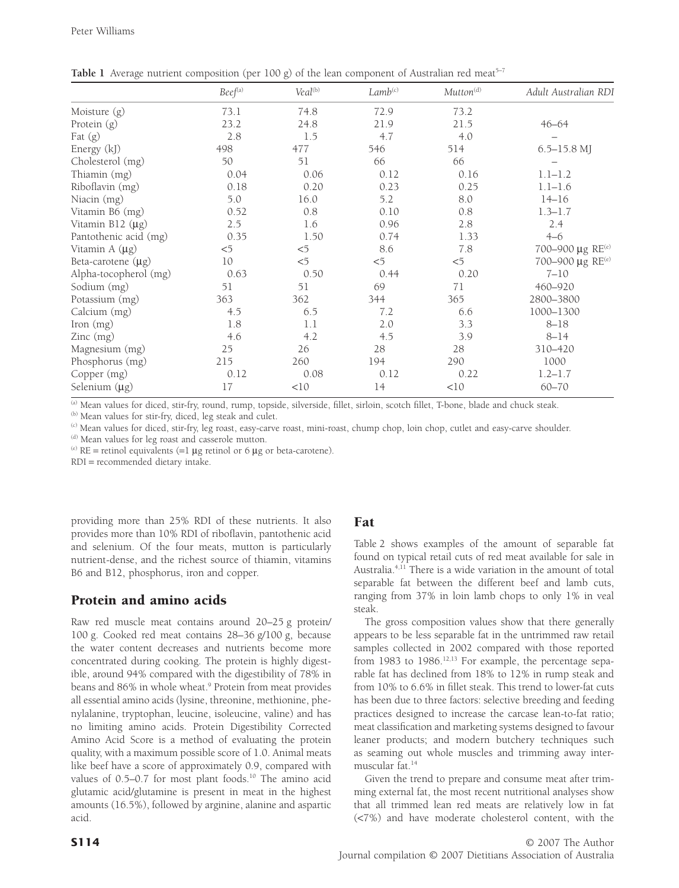**Table 1** Average nutrient composition (per 100 g) of the lean component of Australian red meat[5–7]

| | *Beef*[(a)] | *Veal*[(b)] | *Lamb*[(c)] | *Mutton*[(d)] | *Adult Australian RDI* |
|---|---|---|---|---|---|
| Moisture (g) | 73.1 | 74.8 | 72.9 | 73.2 | |
| Protein (g) | 23.2 | 24.8 | 21.9 | 21.5 | 46–64 |
| Fat (g) | 2.8 | 1.5 | 4.7 | 4.0 | – |
| Energy (kJ) | 498 | 477 | 546 | 514 | 6.5–15.8 MJ |
| Cholesterol (mg) | 50 | 51 | 66 | 66 | – |
| Thiamin (mg) | 0.04 | 0.06 | 0.12 | 0.16 | 1.1–1.2 |
| Riboflavin (mg) | 0.18 | 0.20 | 0.23 | 0.25 | 1.1–1.6 |
| Niacin (mg) | 5.0 | 16.0 | 5.2 | 8.0 | 14–16 |
| Vitamin B6 (mg) | 0.52 | 0.8 | 0.10 | 0.8 | 1.3–1.7 |
| Vitamin B12 (μg) | 2.5 | 1.6 | 0.96 | 2.8 | 2.4 |
| Pantothenic acid (mg) | 0.35 | 1.50 | 0.74 | 1.33 | 4–6 |
| Vitamin A (μg) | <5 | <5 | 8.6 | 7.8 | 700–900 μg RE[(e)] |
| Beta-carotene (μg) | 10 | <5 | <5 | <5 | 700–900 μg RE[(e)] |
| Alpha-tocopherol (mg) | 0.63 | 0.50 | 0.44 | 0.20 | 7–10 |
| Sodium (mg) | 51 | 51 | 69 | 71 | 460–920 |
| Potassium (mg) | 363 | 362 | 344 | 365 | 2800–3800 |
| Calcium (mg) | 4.5 | 6.5 | 7.2 | 6.6 | 1000–1300 |
| Iron (mg) | 1.8 | 1.1 | 2.0 | 3.3 | 8–18 |
| Zinc (mg) | 4.6 | 4.2 | 4.5 | 3.9 | 8–14 |
| Magnesium (mg) | 25 | 26 | 28 | 28 | 310–420 |
| Phosphorus (mg) | 215 | 260 | 194 | 290 | 1000 |
| Copper (mg) | 0.12 | 0.08 | 0.12 | 0.22 | 1.2–1.7 |
| Selenium (μg) | 17 | <10 | 14 | <10 | 60–70 |

[(a)] Mean values for diced, stir-fry, round, rump, topside, silverside, fillet, sirloin, scotch fillet, T-bone, blade and chuck steak.
[(b)] Mean values for stir-fry, diced, leg steak and culet.
[(c)] Mean values for diced, stir-fry, leg roast, easy-carve roast, mini-roast, chump chop, loin chop, cutlet and easy-carve shoulder.
[(d)] Mean values for leg roast and casserole mutton.
[(e)] RE = retinol equivalents (=1 μg retinol or 6 μg or beta-carotene).
RDI = recommended dietary intake.

providing more than 25% RDI of these nutrients. It also provides more than 10% RDI of riboflavin, pantothenic acid and selenium. Of the four meats, mutton is particularly nutrient-dense, and the richest source of thiamin, vitamins B6 and B12, phosphorus, iron and copper.

## Protein and amino acids

Raw red muscle meat contains around 20–25 g protein/100 g. Cooked red meat contains 28–36 g/100 g, because the water content decreases and nutrients become more concentrated during cooking. The protein is highly digestible, around 94% compared with the digestibility of 78% in beans and 86% in whole wheat.[9] Protein from meat provides all essential amino acids (lysine, threonine, methionine, phenylalanine, tryptophan, leucine, isoleucine, valine) and has no limiting amino acids. Protein Digestibility Corrected Amino Acid Score is a method of evaluating the protein quality, with a maximum possible score of 1.0. Animal meats like beef have a score of approximately 0.9, compared with values of 0.5–0.7 for most plant foods.[10] The amino acid glutamic acid/glutamine is present in meat in the highest amounts (16.5%), followed by arginine, alanine and aspartic acid.

## Fat

Table 2 shows examples of the amount of separable fat found on typical retail cuts of red meat available for sale in Australia.[4,11] There is a wide variation in the amount of total separable fat between the different beef and lamb cuts, ranging from 37% in loin lamb chops to only 1% in veal steak.

The gross composition values show that there generally appears to be less separable fat in the untrimmed raw retail samples collected in 2002 compared with those reported from 1983 to 1986.[12,13] For example, the percentage separable fat has declined from 18% to 12% in rump steak and from 10% to 6.6% in fillet steak. This trend to lower-fat cuts has been due to three factors: selective breeding and feeding practices designed to increase the carcase lean-to-fat ratio; meat classification and marketing systems designed to favour leaner products; and modern butchery techniques such as seaming out whole muscles and trimming away intermuscular fat.[14]

Given the trend to prepare and consume meat after trimming external fat, the most recent nutritional analyses show that all trimmed lean red meats are relatively low in fat (<7%) and have moderate cholesterol content, with the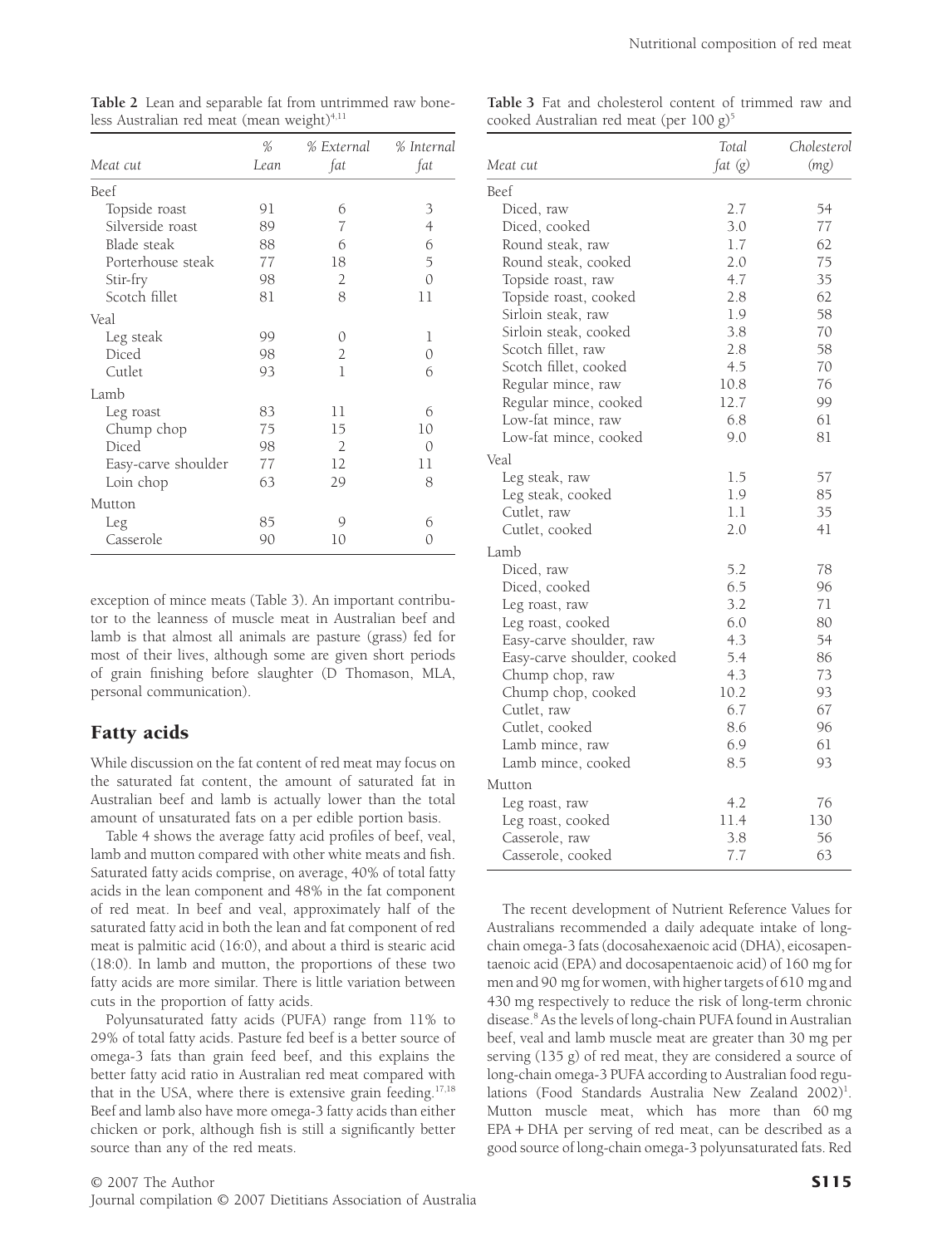**Table 2** Lean and separable fat from untrimmed raw boneless Australian red meat (mean weight)[4,11]

| Meat cut | % Lean | % External fat | % Internal fat |
|---|---|---|---|
| Beef | | | |
| Topside roast | 91 | 6 | 3 |
| Silverside roast | 89 | 7 | 4 |
| Blade steak | 88 | 6 | 6 |
| Porterhouse steak | 77 | 18 | 5 |
| Stir-fry | 98 | 2 | 0 |
| Scotch fillet | 81 | 8 | 11 |
| Veal | | | |
| Leg steak | 99 | 0 | 1 |
| Diced | 98 | 2 | 0 |
| Cutlet | 93 | 1 | 6 |
| Lamb | | | |
| Leg roast | 83 | 11 | 6 |
| Chump chop | 75 | 15 | 10 |
| Diced | 98 | 2 | 0 |
| Easy-carve shoulder | 77 | 12 | 11 |
| Loin chop | 63 | 29 | 8 |
| Mutton | | | |
| Leg | 85 | 9 | 6 |
| Casserole | 90 | 10 | 0 |

exception of mince meats (Table 3). An important contributor to the leanness of muscle meat in Australian beef and lamb is that almost all animals are pasture (grass) fed for most of their lives, although some are given short periods of grain finishing before slaughter (D Thomason, MLA, personal communication).

## Fatty acids

While discussion on the fat content of red meat may focus on the saturated fat content, the amount of saturated fat in Australian beef and lamb is actually lower than the total amount of unsaturated fats on a per edible portion basis.

Table 4 shows the average fatty acid profiles of beef, veal, lamb and mutton compared with other white meats and fish. Saturated fatty acids comprise, on average, 40% of total fatty acids in the lean component and 48% in the fat component of red meat. In beef and veal, approximately half of the saturated fatty acid in both the lean and fat component of red meat is palmitic acid (16:0), and about a third is stearic acid (18:0). In lamb and mutton, the proportions of these two fatty acids are more similar. There is little variation between cuts in the proportion of fatty acids.

Polyunsaturated fatty acids (PUFA) range from 11% to 29% of total fatty acids. Pasture fed beef is a better source of omega-3 fats than grain feed beef, and this explains the better fatty acid ratio in Australian red meat compared with that in the USA, where there is extensive grain feeding.[17,18] Beef and lamb also have more omega-3 fatty acids than either chicken or pork, although fish is still a significantly better source than any of the red meats.

**Table 3** Fat and cholesterol content of trimmed raw and cooked Australian red meat (per 100 g)[5]

| Meat cut | Total fat (g) | Cholesterol (mg) |
|---|---|---|
| Beef | | |
| Diced, raw | 2.7 | 54 |
| Diced, cooked | 3.0 | 77 |
| Round steak, raw | 1.7 | 62 |
| Round steak, cooked | 2.0 | 75 |
| Topside roast, raw | 4.7 | 35 |
| Topside roast, cooked | 2.8 | 62 |
| Sirloin steak, raw | 1.9 | 58 |
| Sirloin steak, cooked | 3.8 | 70 |
| Scotch fillet, raw | 2.8 | 58 |
| Scotch fillet, cooked | 4.5 | 70 |
| Regular mince, raw | 10.8 | 76 |
| Regular mince, cooked | 12.7 | 99 |
| Low-fat mince, raw | 6.8 | 61 |
| Low-fat mince, cooked | 9.0 | 81 |
| Veal | | |
| Leg steak, raw | 1.5 | 57 |
| Leg steak, cooked | 1.9 | 85 |
| Cutlet, raw | 1.1 | 35 |
| Cutlet, cooked | 2.0 | 41 |
| Lamb | | |
| Diced, raw | 5.2 | 78 |
| Diced, cooked | 6.5 | 96 |
| Leg roast, raw | 3.2 | 71 |
| Leg roast, cooked | 6.0 | 80 |
| Easy-carve shoulder, raw | 4.3 | 54 |
| Easy-carve shoulder, cooked | 5.4 | 86 |
| Chump chop, raw | 4.3 | 73 |
| Chump chop, cooked | 10.2 | 93 |
| Cutlet, raw | 6.7 | 67 |
| Cutlet, cooked | 8.6 | 96 |
| Lamb mince, raw | 6.9 | 61 |
| Lamb mince, cooked | 8.5 | 93 |
| Mutton | | |
| Leg roast, raw | 4.2 | 76 |
| Leg roast, cooked | 11.4 | 130 |
| Casserole, raw | 3.8 | 56 |
| Casserole, cooked | 7.7 | 63 |

The recent development of Nutrient Reference Values for Australians recommended a daily adequate intake of long-chain omega-3 fats (docosahexaenoic acid (DHA), eicosapentaenoic acid (EPA) and docosapentaenoic acid) of 160 mg for men and 90 mg for women, with higher targets of 610 mg and 430 mg respectively to reduce the risk of long-term chronic disease.[8] As the levels of long-chain PUFA found in Australian beef, veal and lamb muscle meat are greater than 30 mg per serving (135 g) of red meat, they are considered a source of long-chain omega-3 PUFA according to Australian food regulations (Food Standards Australia New Zealand 2002)[1]. Mutton muscle meat, which has more than 60 mg EPA + DHA per serving of red meat, can be described as a good source of long-chain omega-3 polyunsaturated fats. Red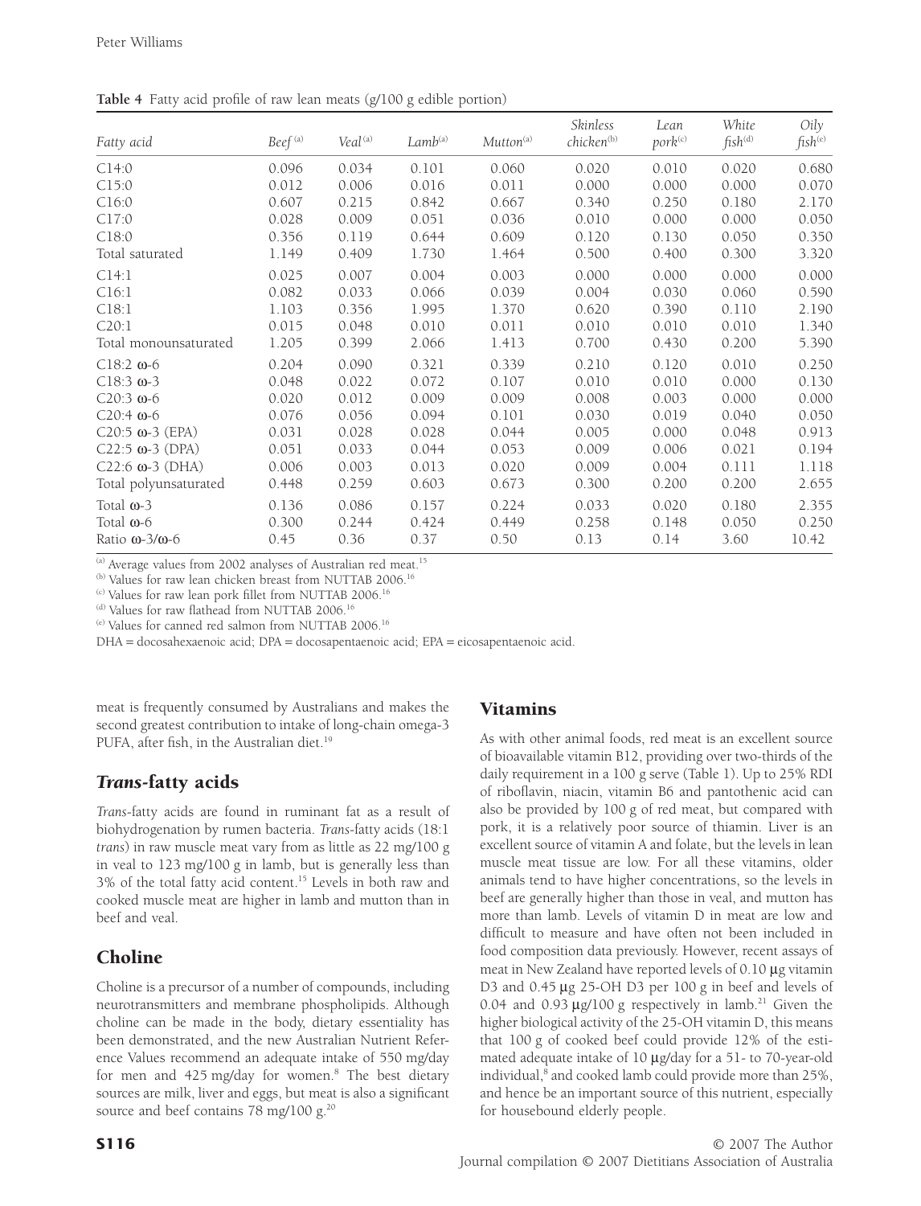**Table 4** Fatty acid profile of raw lean meats (g/100 g edible portion)

| Fatty acid | Beef [a] | Veal [a] | Lamb [a] | Mutton [a] | Skinless chicken [b] | Lean pork [c] | White fish [d] | Oily fish [e] |
|---|---|---|---|---|---|---|---|---|
| C14:0 | 0.096 | 0.034 | 0.101 | 0.060 | 0.020 | 0.010 | 0.020 | 0.680 |
| C15:0 | 0.012 | 0.006 | 0.016 | 0.011 | 0.000 | 0.000 | 0.000 | 0.070 |
| C16:0 | 0.607 | 0.215 | 0.842 | 0.667 | 0.340 | 0.250 | 0.180 | 2.170 |
| C17:0 | 0.028 | 0.009 | 0.051 | 0.036 | 0.010 | 0.000 | 0.000 | 0.050 |
| C18:0 | 0.356 | 0.119 | 0.644 | 0.609 | 0.120 | 0.130 | 0.050 | 0.350 |
| Total saturated | 1.149 | 0.409 | 1.730 | 1.464 | 0.500 | 0.400 | 0.300 | 3.320 |
| C14:1 | 0.025 | 0.007 | 0.004 | 0.003 | 0.000 | 0.000 | 0.000 | 0.000 |
| C16:1 | 0.082 | 0.033 | 0.066 | 0.039 | 0.004 | 0.030 | 0.060 | 0.590 |
| C18:1 | 1.103 | 0.356 | 1.995 | 1.370 | 0.620 | 0.390 | 0.110 | 2.190 |
| C20:1 | 0.015 | 0.048 | 0.010 | 0.011 | 0.010 | 0.010 | 0.010 | 1.340 |
| Total monounsaturated | 1.205 | 0.399 | 2.066 | 1.413 | 0.700 | 0.430 | 0.200 | 5.390 |
| C18:2 ω-6 | 0.204 | 0.090 | 0.321 | 0.339 | 0.210 | 0.120 | 0.010 | 0.250 |
| C18:3 ω-3 | 0.048 | 0.022 | 0.072 | 0.107 | 0.010 | 0.010 | 0.000 | 0.130 |
| C20:3 ω-6 | 0.020 | 0.012 | 0.009 | 0.009 | 0.008 | 0.003 | 0.000 | 0.000 |
| C20:4 ω-6 | 0.076 | 0.056 | 0.094 | 0.101 | 0.030 | 0.019 | 0.040 | 0.050 |
| C20:5 ω-3 (EPA) | 0.031 | 0.028 | 0.028 | 0.044 | 0.005 | 0.000 | 0.048 | 0.913 |
| C22:5 ω-3 (DPA) | 0.051 | 0.033 | 0.044 | 0.053 | 0.009 | 0.006 | 0.021 | 0.194 |
| C22:6 ω-3 (DHA) | 0.006 | 0.003 | 0.013 | 0.020 | 0.009 | 0.004 | 0.111 | 1.118 |
| Total polyunsaturated | 0.448 | 0.259 | 0.603 | 0.673 | 0.300 | 0.200 | 0.200 | 2.655 |
| Total ω-3 | 0.136 | 0.086 | 0.157 | 0.224 | 0.033 | 0.020 | 0.180 | 2.355 |
| Total ω-6 | 0.300 | 0.244 | 0.424 | 0.449 | 0.258 | 0.148 | 0.050 | 0.250 |
| Ratio ω-3/ω-6 | 0.45 | 0.36 | 0.37 | 0.50 | 0.13 | 0.14 | 3.60 | 10.42 |

[a] Average values from 2002 analyses of Australian red meat.[15]
[b] Values for raw lean chicken breast from NUTTAB 2006.[16]
[c] Values for raw lean pork fillet from NUTTAB 2006.[16]
[d] Values for raw flathead from NUTTAB 2006.[16]
[e] Values for canned red salmon from NUTTAB 2006.[16]
DHA = docosahexaenoic acid; DPA = docosapentaenoic acid; EPA = eicosapentaenoic acid.

meat is frequently consumed by Australians and makes the second greatest contribution to intake of long-chain omega-3 PUFA, after fish, in the Australian diet.[19]

## *Trans*-fatty acids

*Trans*-fatty acids are found in ruminant fat as a result of biohydrogenation by rumen bacteria. *Trans*-fatty acids (18:1 *trans*) in raw muscle meat vary from as little as 22 mg/100 g in veal to 123 mg/100 g in lamb, but is generally less than 3% of the total fatty acid content.[15] Levels in both raw and cooked muscle meat are higher in lamb and mutton than in beef and veal.

## Choline

Choline is a precursor of a number of compounds, including neurotransmitters and membrane phospholipids. Although choline can be made in the body, dietary essentiality has been demonstrated, and the new Australian Nutrient Reference Values recommend an adequate intake of 550 mg/day for men and 425 mg/day for women.[8] The best dietary sources are milk, liver and eggs, but meat is also a significant source and beef contains 78 mg/100 g.[20]

## Vitamins

As with other animal foods, red meat is an excellent source of bioavailable vitamin B12, providing over two-thirds of the daily requirement in a 100 g serve (Table 1). Up to 25% RDI of riboflavin, niacin, vitamin B6 and pantothenic acid can also be provided by 100 g of red meat, but compared with pork, it is a relatively poor source of thiamin. Liver is an excellent source of vitamin A and folate, but the levels in lean muscle meat tissue are low. For all these vitamins, older animals tend to have higher concentrations, so the levels in beef are generally higher than those in veal, and mutton has more than lamb. Levels of vitamin D in meat are low and difficult to measure and have often not been included in food composition data previously. However, recent assays of meat in New Zealand have reported levels of 0.10 μg vitamin D3 and 0.45 μg 25-OH D3 per 100 g in beef and levels of 0.04 and 0.93 μg/100 g respectively in lamb.[21] Given the higher biological activity of the 25-OH vitamin D, this means that 100 g of cooked beef could provide 12% of the estimated adequate intake of 10 μg/day for a 51- to 70-year-old individual,[8] and cooked lamb could provide more than 25%, and hence be an important source of this nutrient, especially for housebound elderly people.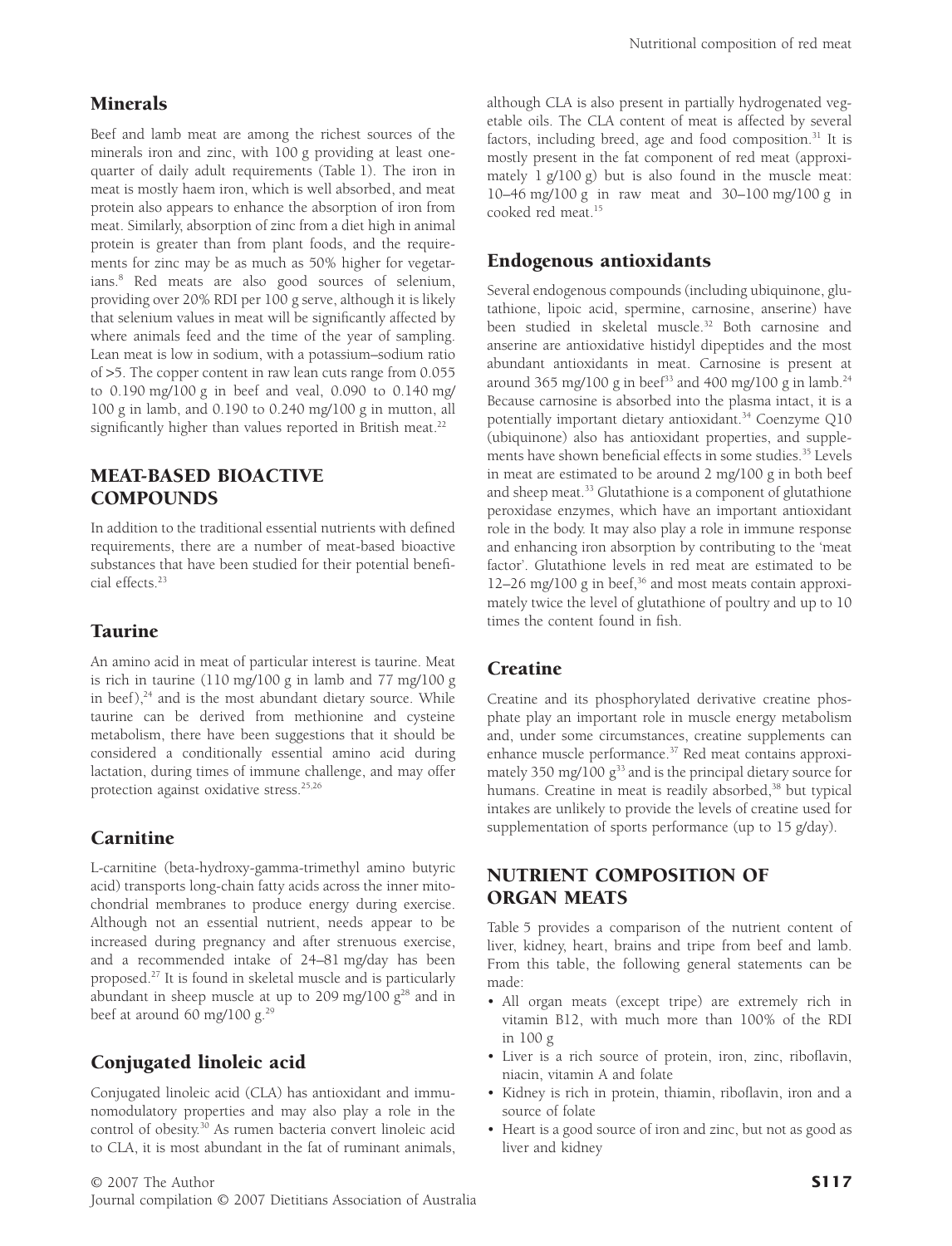## Minerals

Beef and lamb meat are among the richest sources of the minerals iron and zinc, with 100 g providing at least one-quarter of daily adult requirements (Table 1). The iron in meat is mostly haem iron, which is well absorbed, and meat protein also appears to enhance the absorption of iron from meat. Similarly, absorption of zinc from a diet high in animal protein is greater than from plant foods, and the requirements for zinc may be as much as 50% higher for vegetarians.[8] Red meats are also good sources of selenium, providing over 20% RDI per 100 g serve, although it is likely that selenium values in meat will be significantly affected by where animals feed and the time of the year of sampling. Lean meat is low in sodium, with a potassium–sodium ratio of >5. The copper content in raw lean cuts range from 0.055 to 0.190 mg/100 g in beef and veal, 0.090 to 0.140 mg/100 g in lamb, and 0.190 to 0.240 mg/100 g in mutton, all significantly higher than values reported in British meat.[22]

# MEAT-BASED BIOACTIVE COMPOUNDS

In addition to the traditional essential nutrients with defined requirements, there are a number of meat-based bioactive substances that have been studied for their potential beneficial effects.[23]

## Taurine

An amino acid in meat of particular interest is taurine. Meat is rich in taurine (110 mg/100 g in lamb and 77 mg/100 g in beef),[24] and is the most abundant dietary source. While taurine can be derived from methionine and cysteine metabolism, there have been suggestions that it should be considered a conditionally essential amino acid during lactation, during times of immune challenge, and may offer protection against oxidative stress.[25,26]

## Carnitine

L-carnitine (beta-hydroxy-gamma-trimethyl amino butyric acid) transports long-chain fatty acids across the inner mitochondrial membranes to produce energy during exercise. Although not an essential nutrient, needs appear to be increased during pregnancy and after strenuous exercise, and a recommended intake of 24–81 mg/day has been proposed.[27] It is found in skeletal muscle and is particularly abundant in sheep muscle at up to 209 mg/100 g[28] and in beef at around 60 mg/100 g.[29]

## Conjugated linoleic acid

Conjugated linoleic acid (CLA) has antioxidant and immunomodulatory properties and may also play a role in the control of obesity.[30] As rumen bacteria convert linoleic acid to CLA, it is most abundant in the fat of ruminant animals, although CLA is also present in partially hydrogenated vegetable oils. The CLA content of meat is affected by several factors, including breed, age and food composition.[31] It is mostly present in the fat component of red meat (approximately 1 g/100 g) but is also found in the muscle meat: 10–46 mg/100 g in raw meat and 30–100 mg/100 g in cooked red meat.[15]

## Endogenous antioxidants

Several endogenous compounds (including ubiquinone, glutathione, lipoic acid, spermine, carnosine, anserine) have been studied in skeletal muscle.[32] Both carnosine and anserine are antioxidative histidyl dipeptides and the most abundant antioxidants in meat. Carnosine is present at around 365 mg/100 g in beef[33] and 400 mg/100 g in lamb.[24] Because carnosine is absorbed into the plasma intact, it is a potentially important dietary antioxidant.[34] Coenzyme Q10 (ubiquinone) also has antioxidant properties, and supplements have shown beneficial effects in some studies.[35] Levels in meat are estimated to be around 2 mg/100 g in both beef and sheep meat.[33] Glutathione is a component of glutathione peroxidase enzymes, which have an important antioxidant role in the body. It may also play a role in immune response and enhancing iron absorption by contributing to the 'meat factor'. Glutathione levels in red meat are estimated to be 12–26 mg/100 g in beef,[36] and most meats contain approximately twice the level of glutathione of poultry and up to 10 times the content found in fish.

## Creatine

Creatine and its phosphorylated derivative creatine phosphate play an important role in muscle energy metabolism and, under some circumstances, creatine supplements can enhance muscle performance.[37] Red meat contains approximately 350 mg/100 g[33] and is the principal dietary source for humans. Creatine in meat is readily absorbed,[38] but typical intakes are unlikely to provide the levels of creatine used for supplementation of sports performance (up to 15 g/day).

# NUTRIENT COMPOSITION OF ORGAN MEATS

Table 5 provides a comparison of the nutrient content of liver, kidney, heart, brains and tripe from beef and lamb. From this table, the following general statements can be made:

- All organ meats (except tripe) are extremely rich in vitamin B12, with much more than 100% of the RDI in 100 g
- Liver is a rich source of protein, iron, zinc, riboflavin, niacin, vitamin A and folate
- Kidney is rich in protein, thiamin, riboflavin, iron and a source of folate
- Heart is a good source of iron and zinc, but not as good as liver and kidney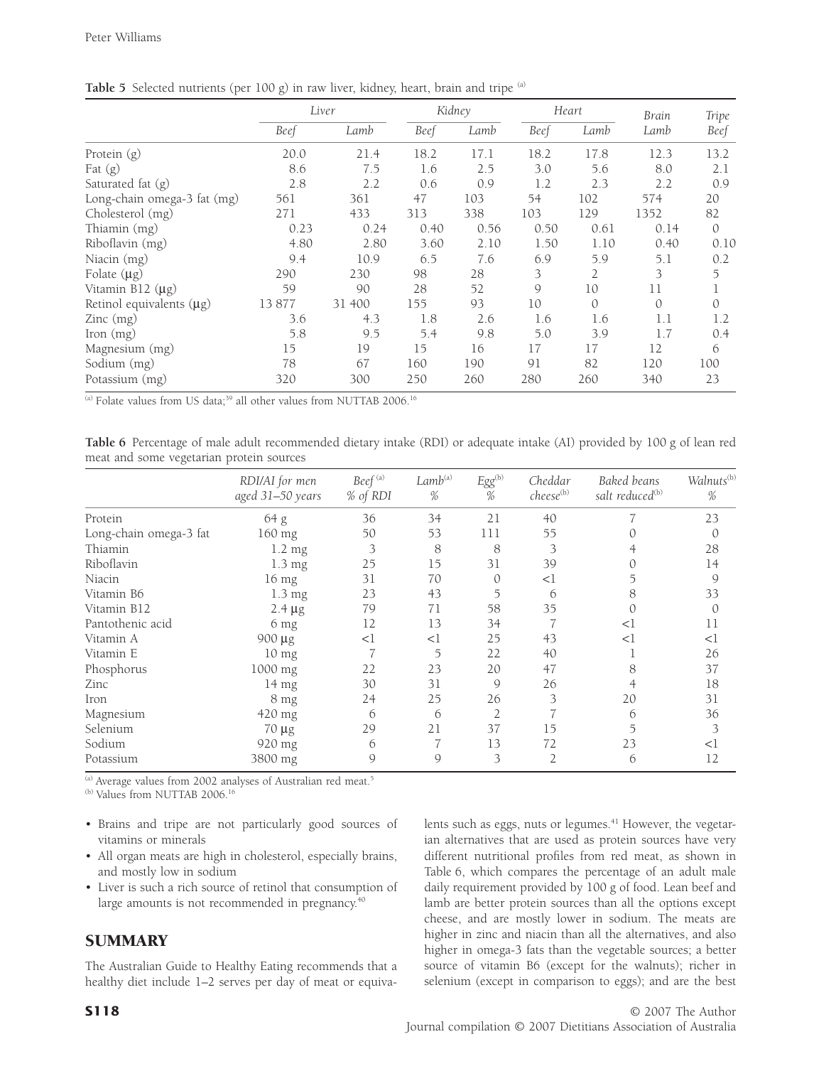**Table 5** Selected nutrients (per 100 g) in raw liver, kidney, heart, brain and tripe [(a)]

| | Liver | | Kidney | | Heart | | Brain | Tripe |
|---|---|---|---|---|---|---|---|---|
| | Beef | Lamb | Beef | Lamb | Beef | Lamb | Lamb | Beef |
| Protein (g) | 20.0 | 21.4 | 18.2 | 17.1 | 18.2 | 17.8 | 12.3 | 13.2 |
| Fat (g) | 8.6 | 7.5 | 1.6 | 2.5 | 3.0 | 5.6 | 8.0 | 2.1 |
| Saturated fat (g) | 2.8 | 2.2 | 0.6 | 0.9 | 1.2 | 2.3 | 2.2 | 0.9 |
| Long-chain omega-3 fat (mg) | 561 | 361 | 47 | 103 | 54 | 102 | 574 | 20 |
| Cholesterol (mg) | 271 | 433 | 313 | 338 | 103 | 129 | 1352 | 82 |
| Thiamin (mg) | 0.23 | 0.24 | 0.40 | 0.56 | 0.50 | 0.61 | 0.14 | 0 |
| Riboflavin (mg) | 4.80 | 2.80 | 3.60 | 2.10 | 1.50 | 1.10 | 0.40 | 0.10 |
| Niacin (mg) | 9.4 | 10.9 | 6.5 | 7.6 | 6.9 | 5.9 | 5.1 | 0.2 |
| Folate (μg) | 290 | 230 | 98 | 28 | 3 | 2 | 3 | 5 |
| Vitamin B12 (μg) | 59 | 90 | 28 | 52 | 9 | 10 | 11 | 1 |
| Retinol equivalents (μg) | 13 877 | 31 400 | 155 | 93 | 10 | 0 | 0 | 0 |
| Zinc (mg) | 3.6 | 4.3 | 1.8 | 2.6 | 1.6 | 1.6 | 1.1 | 1.2 |
| Iron (mg) | 5.8 | 9.5 | 5.4 | 9.8 | 5.0 | 3.9 | 1.7 | 0.4 |
| Magnesium (mg) | 15 | 19 | 15 | 16 | 17 | 17 | 12 | 6 |
| Sodium (mg) | 78 | 67 | 160 | 190 | 91 | 82 | 120 | 100 |
| Potassium (mg) | 320 | 300 | 250 | 260 | 280 | 260 | 340 | 23 |

[(a)] Folate values from US data;[39] all other values from NUTTAB 2006.[16]

**Table 6** Percentage of male adult recommended dietary intake (RDI) or adequate intake (AI) provided by 100 g of lean red meat and some vegetarian protein sources

| | RDI/AI for men aged 31–50 years | Beef [(a)] % of RDI | Lamb[(a)] % | Egg[(b)] % | Cheddar cheese[(b)] | Baked beans salt reduced[(b)] | Walnuts[(b)] % |
|---|---|---|---|---|---|---|---|
| Protein | 64 g | 36 | 34 | 21 | 40 | 7 | 23 |
| Long-chain omega-3 fat | 160 mg | 50 | 53 | 111 | 55 | 0 | 0 |
| Thiamin | 1.2 mg | 3 | 8 | 8 | 3 | 4 | 28 |
| Riboflavin | 1.3 mg | 25 | 15 | 31 | 39 | 0 | 14 |
| Niacin | 16 mg | 31 | 70 | 0 | <1 | 5 | 9 |
| Vitamin B6 | 1.3 mg | 23 | 43 | 5 | 6 | 8 | 33 |
| Vitamin B12 | 2.4 μg | 79 | 71 | 58 | 35 | 0 | 0 |
| Pantothenic acid | 6 mg | 12 | 13 | 34 | 7 | <1 | 11 |
| Vitamin A | 900 μg | <1 | <1 | 25 | 43 | <1 | <1 |
| Vitamin E | 10 mg | 7 | 5 | 22 | 40 | 1 | 26 |
| Phosphorus | 1000 mg | 22 | 23 | 20 | 47 | 8 | 37 |
| Zinc | 14 mg | 30 | 31 | 9 | 26 | 4 | 18 |
| Iron | 8 mg | 24 | 25 | 26 | 3 | 20 | 31 |
| Magnesium | 420 mg | 6 | 6 | 2 | 7 | 6 | 36 |
| Selenium | 70 μg | 29 | 21 | 37 | 15 | 5 | 3 |
| Sodium | 920 mg | 6 | 7 | 13 | 72 | 23 | <1 |
| Potassium | 3800 mg | 9 | 9 | 3 | 2 | 6 | 12 |

[(a)] Average values from 2002 analyses of Australian red meat.[5]
[(b)] Values from NUTTAB 2006.[16]

- Brains and tripe are not particularly good sources of vitamins or minerals
- All organ meats are high in cholesterol, especially brains, and mostly low in sodium
- Liver is such a rich source of retinol that consumption of large amounts is not recommended in pregnancy.[40]

## SUMMARY

The Australian Guide to Healthy Eating recommends that a healthy diet include 1–2 serves per day of meat or equivalents such as eggs, nuts or legumes.[41] However, the vegetarian alternatives that are used as protein sources have very different nutritional profiles from red meat, as shown in Table 6, which compares the percentage of an adult male daily requirement provided by 100 g of food. Lean beef and lamb are better protein sources than all the options except cheese, and are mostly lower in sodium. The meats are higher in zinc and niacin than all the alternatives, and also higher in omega-3 fats than the vegetable sources; a better source of vitamin B6 (except for the walnuts); richer in selenium (except in comparison to eggs); and are the best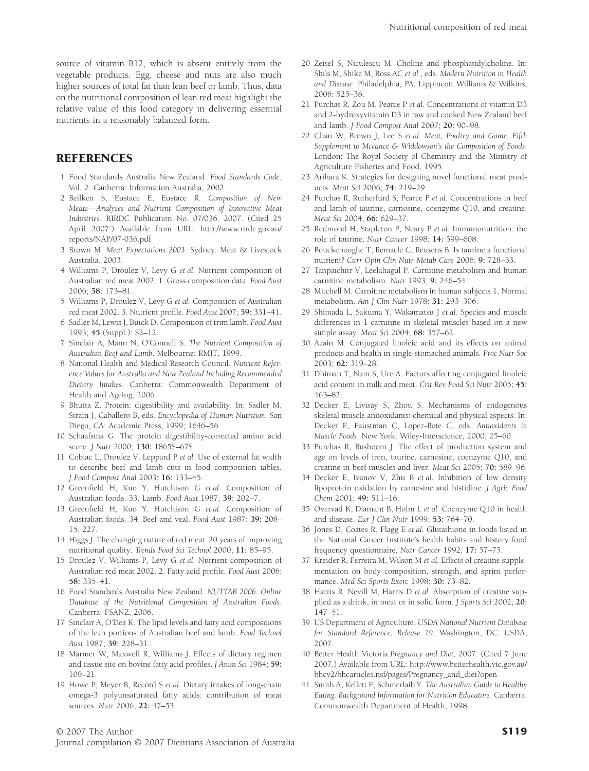source of vitamin B12, which is absent entirely from the vegetable products. Egg, cheese and nuts are also much higher sources of total fat than lean beef or lamb. Thus, data on the nutritional composition of lean red meat highlight the relative value of this food category in delivering essential nutrients in a reasonably balanced form.

## REFERENCES

1. Food Standards Australia New Zealand. *Food Standards Code*, Vol. 2. Canberra: Information Australia, 2002.
2. Beilken S, Eustace E, Eustace R. *Composition of New Meats—Analyses and Nutrient Composition of Innovative Meat Industries*. RIRDC Publication No. 07/036. 2007. (Cited 25 April 2007.) Available from URL: http://www.rirdc.gov.au/reports/NAP/07-036.pdf
3. Brown M. *Meat Expectations 2003*. Sydney: Meat & Livestock Australia, 2003.
4. Williams P, Droulez V, Levy G *et al.* Nutrient composition of Australian red meat 2002. 1. Gross composition data. *Food Aust* 2006; **58:** 173–81.
5. Williams P, Droulez V, Levy G *et al.* Composition of Australian red meat 2002. 3. Nutrient profile. *Food Aust* 2007; **59:** 331–41.
6. Sadler M, Lewis J, Buick D. Composition of trim lamb. *Food Aust* 1993; **45** (Suppl.): S2–12.
7. Sinclair A, Mann N, O'Connell S. *The Nutrient Composition of Australian Beef and Lamb*. Melbourne: RMIT, 1999.
8. National Health and Medical Research Council. *Nutrient Reference Values for Australia and New Zealand Including Recommended Dietary Intakes.* Canberra: Commonwealth Department of Health and Ageing, 2006.
9. Bhutta Z. Protein: digestibility and availability. In: Sadler M, Strain J, Caballero B, eds. *Encyclopedia of Human Nutrition*. San Diego, CA: Academic Press, 1999; 1646–56.
10. Schaafsma G. The protein digestibility-corrected amino acid score. *J Nutr* 2000; **130:** 1865S–67S.
11. Cobiac L, Droulez V, Leppard P *et al.* Use of external fat width to describe beef and lamb cuts in food composition tables. *J Food Compost Anal* 2003; **16:** 133–45.
12. Greenfield H, Kuo Y, Hutchison G *et al.* Composition of Australian foods. 33. Lamb. *Food Aust* 1987; **39:** 202–7.
13. Greenfield H, Kuo Y, Hutchison G *et al.* Composition of Australian foods. 34. Beef and veal. *Food Aust* 1987; **39:** 208–15, 227.
14. Higgs J. The changing nature of red meat: 20 years of improving nutritional quality. *Trends Food Sci Technol* 2000; **11:** 85–95.
15. Droulez V, Williams P, Levy G *et al.* Nutrient composition of Australian red meat 2002. 2. Fatty acid profile. *Food Aust* 2006; **58:** 335–41.
16. Food Standards Australia New Zealand. *NUTTAB 2006. Online Database of the Nutritional Composition of Australian Foods*. Canberra: FSANZ, 2006.
17. Sinclair A, O'Dea K. The lipid levels and fatty acid compositions of the lean portions of Australian beef and lamb. *Food Technol Aust* 1987; **39:** 228–31.
18. Marmer W, Maxwell R, Williams J. Effects of dietary regimen and tissue site on bovine fatty acid profiles. *J Anim Sci* 1984; **59:** 109–21.
19. Howe P, Meyer B, Record S *et al.* Dietary intakes of long-chain omega-3 polyunsaturated fatty acids: contribution of meat sources. *Nutr* 2006; **22:** 47–53.
20. Zeisel S, Niculescu M. Choline and phosphatidylcholine. In: Shils M, Shike M, Ross AC *et al.*, eds. *Modern Nutrition in Health and Disease*. Philadelphia, PA: Lippincott Williams & Wilkins, 2006; 525–36.
21. Purchas R, Zou M, Pearce P *et al.* Concentrations of vitamin D3 and 2-hydroxyvitamin D3 in raw and cooked New Zealand beef and lamb. *J Food Compost Anal* 2007; **20:** 90–98.
22. Chan W, Brown J, Lee S *et al. Meat, Poultry and Game. Fifth Supplement to Mccance & Widdowson's the Composition of Foods*. London: The Royal Society of Chemistry and the Ministry of Agriculture Fisheries and Food, 1995.
23. Arihara K. Strategies for designing novel functional meat products. *Meat Sci* 2006; **74:** 219–29.
24. Purchas R, Rutherfurd S, Pearce P *et al.* Concentrations in beef and lamb of taurine, carnosine, coenzyme Q10, and creatine. *Meat Sci* 2004; **66:** 629–37.
25. Redmond H, Stapleton P, Neary P *et al.* Immunonutrition: the role of taurine. *Nutr Cancer* 1998; **14:** 599–608.
26. Bouckenooghe T, Remacle C, Reusens B. Is taurine a functional nutrient? *Curr Opin Clin Nutr Metab Care* 2006; **9:** 728–33.
27. Tanpaichitr V, Leelahagul P. Carnitine metabolism and human carnitine metabolism. *Nutr* 1993; **9:** 246–54.
28. Mitchell M. Carnitine metabolism in human subjects 1. Normal metabolism. *Am J Clin Nutr* 1978; **31:** 293–306.
29. Shimada L, Sakuma Y, Wakamatsu J *et al.* Species and muscle differences in 1-carnitine in skeletal muscles based on a new simple assay. *Meat Sci* 2004; **68:** 357–62.
30. Azain M. Conjugated linoleic acid and its effects on animal products and health in single-stomached animals. *Proc Nutr Soc* 2003; **62:** 319–28.
31. Dhiman T, Nam S, Ure A. Factors affecting conjugated linoleic acid content in milk and meat. *Crit Rev Food Sci Nutr* 2005; **45:** 463–82.
32. Decker E, Livisay S, Zhou S. Mechanisms of endogenous skeletal muscle antioxidants: chemical and physical aspects. In: Decker E, Faustman C, Lopez-Bote C, eds. *Antioxidants in Muscle Foods*. New York: Wiley-Interscience, 2000; 25–60.
33. Purchas R, Busboom J. The effect of production system and age on levels of iron, taurine, carnosine, coenzyme Q10, and creatine in beef muscles and liver. *Meat Sci* 2005; **70:** 589–96.
34. Decker E, Ivanov V, Zhu B *et al.* Inhibition of low density lipoprotein oxidation by carnosine and histidine. *J Agric Food Chem* 2001; **49:** 511–16.
35. Overvad K, Diamant B, Holm L *et al.* Coenzyme Q10 in health and disease. *Eur J Clin Nutr* 1999; **53:** 764–70.
36. Jones D, Coates R, Flagg E *et al.* Glutathione in foods listed in the National Cancer Institute's health habits and history food frequency questionnaire. *Nutr Cancer* 1992; **17:** 57–75.
37. Kreider R, Ferreira M, Wilson M *et al.* Effects of creatine supplementation on body composition, strength, and sprint performance. *Med Sci Sports Exerc* 1998; **30:** 73–82.
38. Harris R, Nevill M, Harris D *et al.* Absorption of creatine supplied as a drink, in meat or in solid form. *J Sports Sci* 2002; **20:** 147–51.
39. US Department of Agriculture. *USDA National Nutrient Database for Standard Reference, Release 19.* Washington, DC: USDA, 2007.
40. Better Health Victoria.*Pregnancy and Diet*, 2007. (Cited 7 June 2007.) Available from URL: http://www.betterhealth.vic.gov.au/bhcv2/bhcarticles.nsf/pages/Pregnancy_and_diet?open
41. Smith A, Kellett E, Schmerlaib Y. *The Australian Guide to Healthy Eating. Background Information for Nutrition Educators*. Canberra: Commonwealth Department of Health, 1998.

© 2007 The Author
Journal compilation © 2007 Dietitians Association of Australia